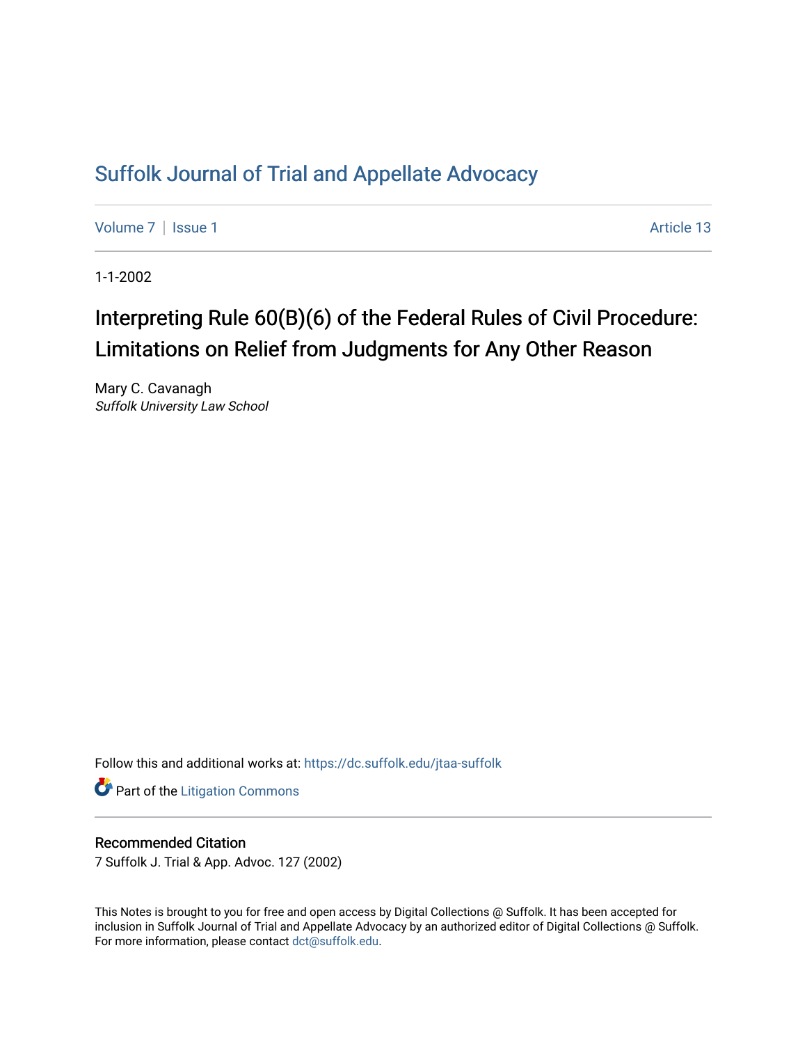# Suffolk Journal of Trial and Appellate Advocacy

Volume 7 | Issue 1 Article 13

1-1-2002

## Interpreting Rule 60(B)(6) of the Federal Rules of Civil Procedure: Limitations on Relief from Judgments for Any Other Reason

Mary C. Cavanagh
*Suffolk University Law School*

Follow this and additional works at: https://dc.suffolk.edu/jtaa-suffolk

Part of the Litigation Commons

### Recommended Citation

7 Suffolk J. Trial & App. Advoc. 127 (2002)

This Notes is brought to you for free and open access by Digital Collections @ Suffolk. It has been accepted for inclusion in Suffolk Journal of Trial and Appellate Advocacy by an authorized editor of Digital Collections @ Suffolk. For more information, please contact dct@suffolk.edu.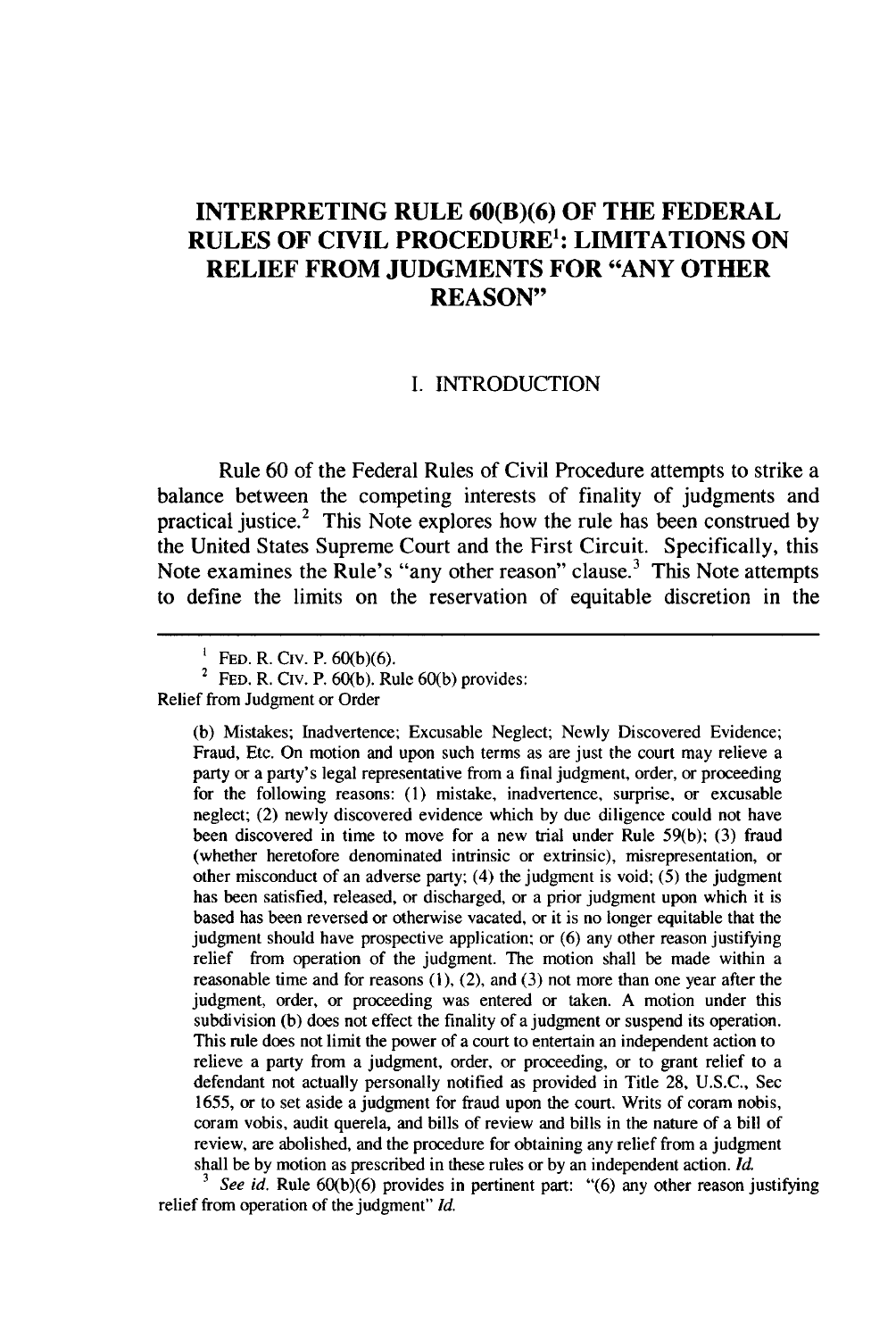# INTERPRETING RULE 60(B)(6) OF THE FEDERAL RULES OF CIVIL PROCEDURE[1]: LIMITATIONS ON RELIEF FROM JUDGMENTS FOR "ANY OTHER REASON"

## I. INTRODUCTION

Rule 60 of the Federal Rules of Civil Procedure attempts to strike a balance between the competing interests of finality of judgments and practical justice.[2] This Note explores how the rule has been construed by the United States Supreme Court and the First Circuit. Specifically, this Note examines the Rule's "any other reason" clause.[3] This Note attempts to define the limits on the reservation of equitable discretion in the

---

[1] FED. R. CIV. P. 60(b)(6).

[2] FED. R. CIV. P. 60(b). Rule 60(b) provides:

Relief from Judgment or Order

> (b) Mistakes; Inadvertence; Excusable Neglect; Newly Discovered Evidence; Fraud, Etc. On motion and upon such terms as are just the court may relieve a party or a party's legal representative from a final judgment, order, or proceeding for the following reasons: (1) mistake, inadvertence, surprise, or excusable neglect; (2) newly discovered evidence which by due diligence could not have been discovered in time to move for a new trial under Rule 59(b); (3) fraud (whether heretofore denominated intrinsic or extrinsic), misrepresentation, or other misconduct of an adverse party; (4) the judgment is void; (5) the judgment has been satisfied, released, or discharged, or a prior judgment upon which it is based has been reversed or otherwise vacated, or it is no longer equitable that the judgment should have prospective application; or (6) any other reason justifying relief from operation of the judgment. The motion shall be made within a reasonable time and for reasons (1), (2), and (3) not more than one year after the judgment, order, or proceeding was entered or taken. A motion under this subdivision (b) does not effect the finality of a judgment or suspend its operation. This rule does not limit the power of a court to entertain an independent action to relieve a party from a judgment, order, or proceeding, or to grant relief to a defendant not actually personally notified as provided in Title 28, U.S.C., Sec 1655, or to set aside a judgment for fraud upon the court. Writs of coram nobis, coram vobis, audit querela, and bills of review and bills in the nature of a bill of review, are abolished, and the procedure for obtaining any relief from a judgment shall be by motion as prescribed in these rules or by an independent action. *Id.*

[3] *See id.* Rule 60(b)(6) provides in pertinent part: "(6) any other reason justifying relief from operation of the judgment" *Id.*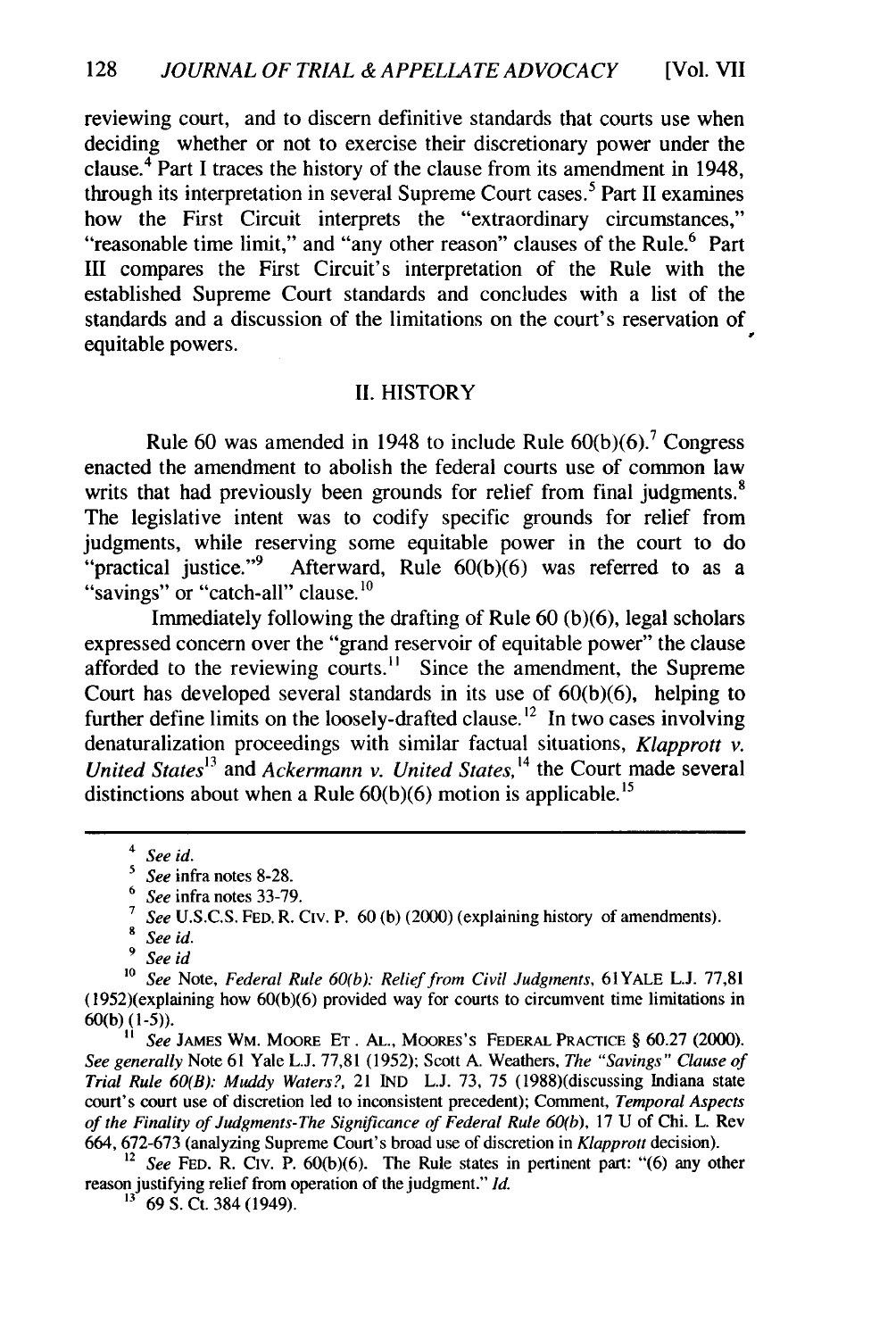reviewing court, and to discern definitive standards that courts use when deciding whether or not to exercise their discretionary power under the clause.[4] Part I traces the history of the clause from its amendment in 1948, through its interpretation in several Supreme Court cases.[5] Part II examines how the First Circuit interprets the "extraordinary circumstances," "reasonable time limit," and "any other reason" clauses of the Rule.[6] Part III compares the First Circuit's interpretation of the Rule with the established Supreme Court standards and concludes with a list of the standards and a discussion of the limitations on the court's reservation of equitable powers.

## II. HISTORY

Rule 60 was amended in 1948 to include Rule 60(b)(6).[7] Congress enacted the amendment to abolish the federal courts use of common law writs that had previously been grounds for relief from final judgments.[8] The legislative intent was to codify specific grounds for relief from judgments, while reserving some equitable power in the court to do "practical justice."[9] Afterward, Rule 60(b)(6) was referred to as a "savings" or "catch-all" clause.[10]

Immediately following the drafting of Rule 60 (b)(6), legal scholars expressed concern over the "grand reservoir of equitable power" the clause afforded to the reviewing courts.[11] Since the amendment, the Supreme Court has developed several standards in its use of 60(b)(6), helping to further define limits on the loosely-drafted clause.[12] In two cases involving denaturalization proceedings with similar factual situations, *Klapprott v. United States*[13] and *Ackermann v. United States,*[14] the Court made several distinctions about when a Rule 60(b)(6) motion is applicable.[15]

---

[4] *See id.*

[5] *See* infra notes 8-28.

[6] *See* infra notes 33-79.

[7] *See* U.S.C.S. FED. R. CIV. P. 60 (b) (2000) (explaining history of amendments).

[8] *See id.*

[9] *See id*

[10] *See* Note, *Federal Rule 60(b): Relief from Civil Judgments*, 61YALE L.J. 77,81 (1952)(explaining how 60(b)(6) provided way for courts to circumvent time limitations in 60(b) (1-5)).

[11] *See* JAMES WM. MOORE ET. AL., MOORES'S FEDERAL PRACTICE § 60.27 (2000). *See generally* Note 61 Yale L.J. 77,81 (1952); Scott A. Weathers, *The "Savings" Clause of Trial Rule 60(B): Muddy Waters?*, 21 IND L.J. 73, 75 (1988)(discussing Indiana state court's court use of discretion led to inconsistent precedent); Comment, *Temporal Aspects of the Finality of Judgments-The Significance of Federal Rule 60(b)*, 17 U of Chi. L. Rev 664, 672-673 (analyzing Supreme Court's broad use of discretion in *Klapprott* decision).

[12] *See* FED. R. CIV. P. 60(b)(6). The Rule states in pertinent part: "(6) any other reason justifying relief from operation of the judgment." *Id.*

[13] 69 S. Ct. 384 (1949).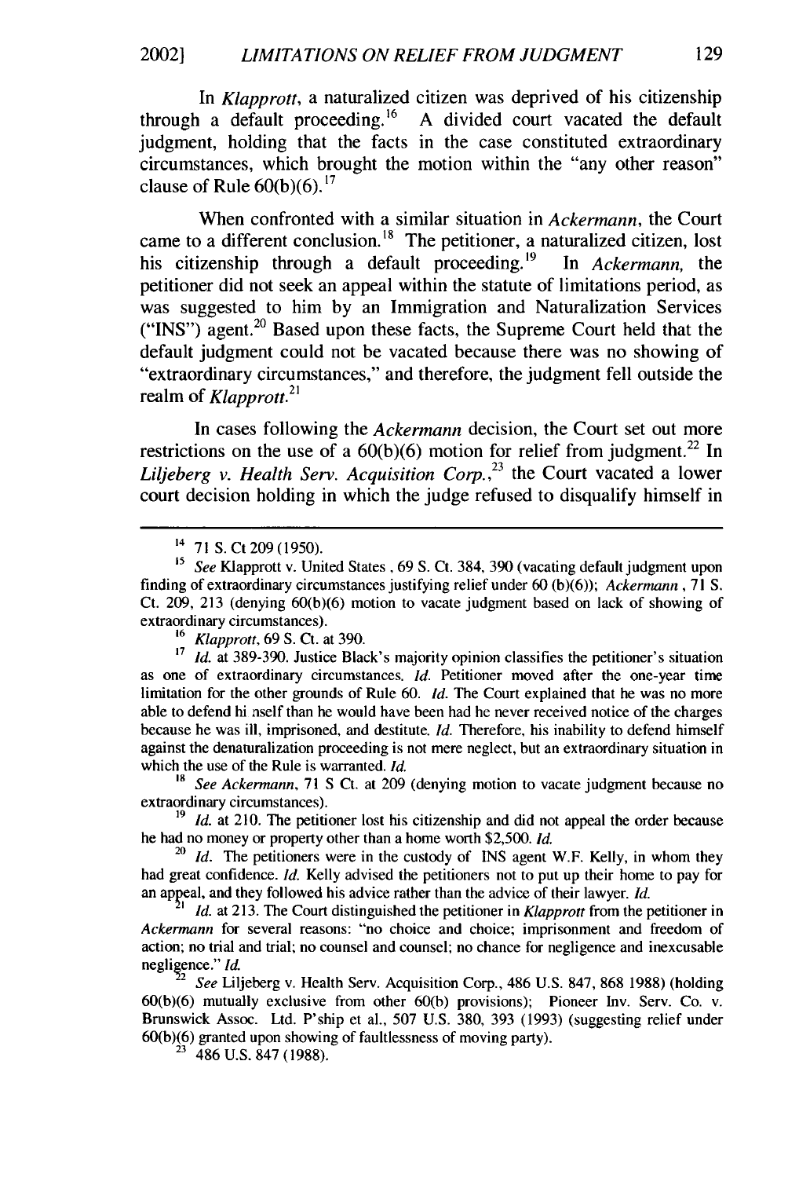In *Klapprott*, a naturalized citizen was deprived of his citizenship through a default proceeding.[16] A divided court vacated the default judgment, holding that the facts in the case constituted extraordinary circumstances, which brought the motion within the "any other reason" clause of Rule 60(b)(6).[17]

When confronted with a similar situation in *Ackermann*, the Court came to a different conclusion.[18] The petitioner, a naturalized citizen, lost his citizenship through a default proceeding.[19] In *Ackermann*, the petitioner did not seek an appeal within the statute of limitations period, as was suggested to him by an Immigration and Naturalization Services ("INS") agent.[20] Based upon these facts, the Supreme Court held that the default judgment could not be vacated because there was no showing of "extraordinary circumstances," and therefore, the judgment fell outside the realm of *Klapprott*.[21]

In cases following the *Ackermann* decision, the Court set out more restrictions on the use of a 60(b)(6) motion for relief from judgment.[22] In *Liljeberg v. Health Serv. Acquisition Corp.*,[23] the Court vacated a lower court decision holding in which the judge refused to disqualify himself in

---

[14] 71 S. Ct 209 (1950).

[15] *See* Klapprott v. United States , 69 S. Ct. 384, 390 (vacating default judgment upon finding of extraordinary circumstances justifying relief under 60 (b)(6)); *Ackermann* , 71 S. Ct. 209, 213 (denying 60(b)(6) motion to vacate judgment based on lack of showing of extraordinary circumstances).

[16] *Klapprott*, 69 S. Ct. at 390.

[17] *Id.* at 389-390. Justice Black's majority opinion classifies the petitioner's situation as one of extraordinary circumstances. *Id.* Petitioner moved after the one-year time limitation for the other grounds of Rule 60. *Id.* The Court explained that he was no more able to defend hi nself than he would have been had he never received notice of the charges because he was ill, imprisoned, and destitute. *Id.* Therefore, his inability to defend himself against the denaturalization proceeding is not mere neglect, but an extraordinary situation in which the use of the Rule is warranted. *Id.*

[18] *See Ackermann*, 71 S Ct. at 209 (denying motion to vacate judgment because no extraordinary circumstances).

[19] *Id.* at 210. The petitioner lost his citizenship and did not appeal the order because he had no money or property other than a home worth $2,500. *Id.*

[20] *Id.* The petitioners were in the custody of INS agent W.F. Kelly, in whom they had great confidence. *Id.* Kelly advised the petitioners not to put up their home to pay for an appeal, and they followed his advice rather than the advice of their lawyer. *Id.*

[21] *Id.* at 213. The Court distinguished the petitioner in *Klapprott* from the petitioner in *Ackermann* for several reasons: "no choice and choice; imprisonment and freedom of action; no trial and trial; no counsel and counsel; no chance for negligence and inexcusable negligence." *Id.*

[22] *See* Liljeberg v. Health Serv. Acquisition Corp., 486 U.S. 847, 868 1988) (holding 60(b)(6) mutually exclusive from other 60(b) provisions); Pioneer Inv. Serv. Co. v. Brunswick Assoc. Ltd. P'ship et al., 507 U.S. 380, 393 (1993) (suggesting relief under 60(b)(6) granted upon showing of faultlessness of moving party).

[23] 486 U.S. 847 (1988).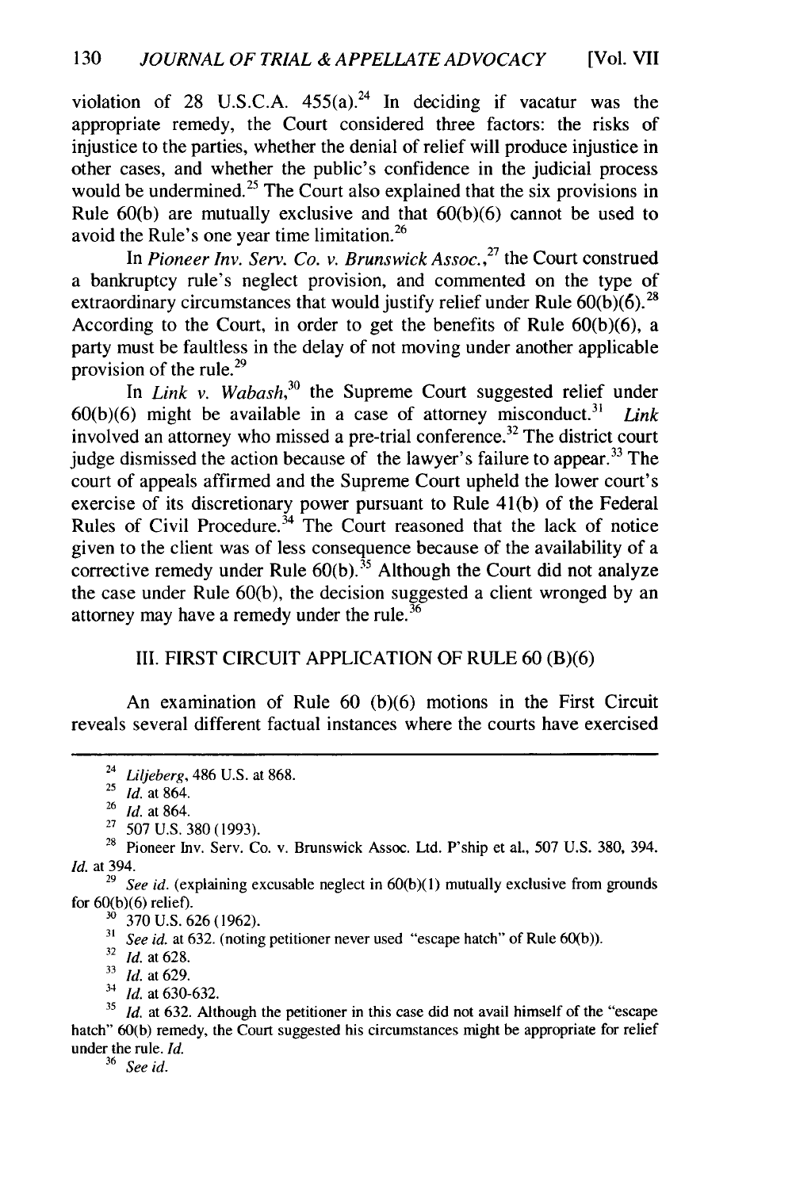violation of 28 U.S.C.A. 455(a).[24] In deciding if vacatur was the appropriate remedy, the Court considered three factors: the risks of injustice to the parties, whether the denial of relief will produce injustice in other cases, and whether the public's confidence in the judicial process would be undermined.[25] The Court also explained that the six provisions in Rule 60(b) are mutually exclusive and that 60(b)(6) cannot be used to avoid the Rule's one year time limitation.[26]

In *Pioneer Inv. Serv. Co. v. Brunswick Assoc.*,[27] the Court construed a bankruptcy rule's neglect provision, and commented on the type of extraordinary circumstances that would justify relief under Rule 60(b)(6).[28] According to the Court, in order to get the benefits of Rule 60(b)(6), a party must be faultless in the delay of not moving under another applicable provision of the rule.[29]

In *Link v. Wabash*,[30] the Supreme Court suggested relief under 60(b)(6) might be available in a case of attorney misconduct.[31] *Link* involved an attorney who missed a pre-trial conference.[32] The district court judge dismissed the action because of the lawyer's failure to appear.[33] The court of appeals affirmed and the Supreme Court upheld the lower court's exercise of its discretionary power pursuant to Rule 41(b) of the Federal Rules of Civil Procedure.[34] The Court reasoned that the lack of notice given to the client was of less consequence because of the availability of a corrective remedy under Rule 60(b).[35] Although the Court did not analyze the case under Rule 60(b), the decision suggested a client wronged by an attorney may have a remedy under the rule.[36]

## III. FIRST CIRCUIT APPLICATION OF RULE 60 (B)(6)

An examination of Rule 60 (b)(6) motions in the First Circuit reveals several different factual instances where the courts have exercised

---

[24] *Liljeberg*, 486 U.S. at 868.

[25] *Id.* at 864.

[26] *Id.* at 864.

[27] 507 U.S. 380 (1993).

[28] Pioneer Inv. Serv. Co. v. Brunswick Assoc. Ltd. P'ship et al., 507 U.S. 380, 394. *Id.* at 394.

[29] *See id.* (explaining excusable neglect in 60(b)(1) mutually exclusive from grounds for 60(b)(6) relief).

[30] 370 U.S. 626 (1962).

[31] *See id.* at 632. (noting petitioner never used "escape hatch" of Rule 60(b)).

[32] *Id.* at 628.

[33] *Id.* at 629.

[34] *Id.* at 630-632.

[35] *Id.* at 632. Although the petitioner in this case did not avail himself of the "escape hatch" 60(b) remedy, the Court suggested his circumstances might be appropriate for relief under the rule. *Id.*

[36] *See id.*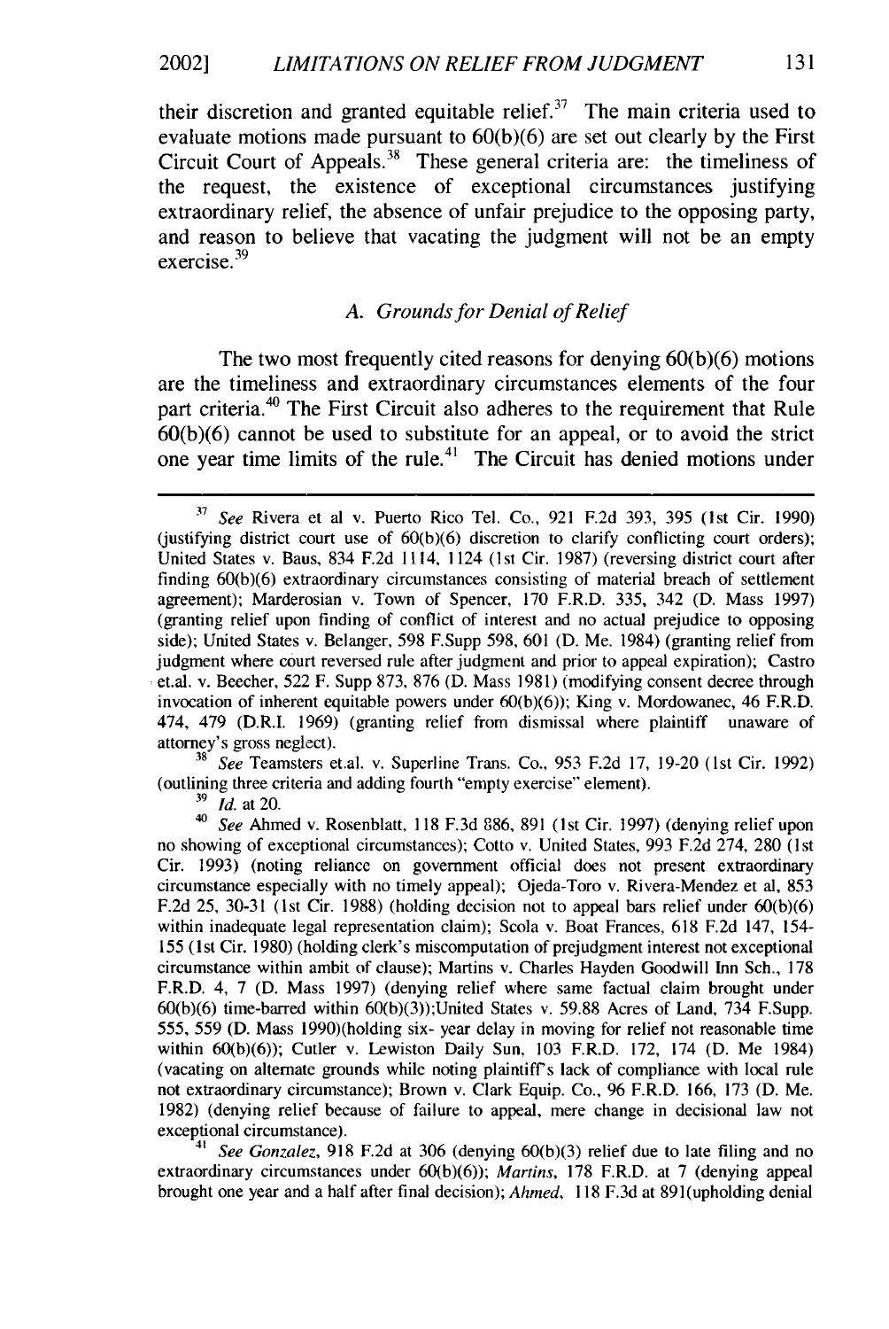their discretion and granted equitable relief.[37] The main criteria used to evaluate motions made pursuant to 60(b)(6) are set out clearly by the First Circuit Court of Appeals.[38] These general criteria are: the timeliness of the request, the existence of exceptional circumstances justifying extraordinary relief, the absence of unfair prejudice to the opposing party, and reason to believe that vacating the judgment will not be an empty exercise.[39]

### *A. Grounds for Denial of Relief*

The two most frequently cited reasons for denying 60(b)(6) motions are the timeliness and extraordinary circumstances elements of the four part criteria.[40] The First Circuit also adheres to the requirement that Rule 60(b)(6) cannot be used to substitute for an appeal, or to avoid the strict one year time limits of the rule.[41] The Circuit has denied motions under

---

[37] *See* Rivera et al v. Puerto Rico Tel. Co., 921 F.2d 393, 395 (1st Cir. 1990) (justifying district court use of 60(b)(6) discretion to clarify conflicting court orders); United States v. Baus, 834 F.2d 1114, 1124 (1st Cir. 1987) (reversing district court after finding 60(b)(6) extraordinary circumstances consisting of material breach of settlement agreement); Marderosian v. Town of Spencer, 170 F.R.D. 335, 342 (D. Mass 1997) (granting relief upon finding of conflict of interest and no actual prejudice to opposing side); United States v. Belanger, 598 F.Supp 598, 601 (D. Me. 1984) (granting relief from judgment where court reversed rule after judgment and prior to appeal expiration); Castro et.al. v. Beecher, 522 F. Supp 873, 876 (D. Mass 1981) (modifying consent decree through invocation of inherent equitable powers under 60(b)(6)); King v. Mordowanec, 46 F.R.D. 474, 479 (D.R.I. 1969) (granting relief from dismissal where plaintiff unaware of attorney's gross neglect).

[38] *See* Teamsters et.al. v. Superline Trans. Co., 953 F.2d 17, 19-20 (1st Cir. 1992) (outlining three criteria and adding fourth "empty exercise" element).

[39] *Id.* at 20.

[40] *See* Ahmed v. Rosenblatt, 118 F.3d 886, 891 (1st Cir. 1997) (denying relief upon no showing of exceptional circumstances); Cotto v. United States, 993 F.2d 274, 280 (1st Cir. 1993) (noting reliance on government official does not present extraordinary circumstance especially with no timely appeal); Ojeda-Toro v. Rivera-Mendez et al, 853 F.2d 25, 30-31 (1st Cir. 1988) (holding decision not to appeal bars relief under 60(b)(6) within inadequate legal representation claim); Scola v. Boat Frances, 618 F.2d 147, 154-155 (1st Cir. 1980) (holding clerk's miscomputation of prejudgment interest not exceptional circumstance within ambit of clause); Martins v. Charles Hayden Goodwill Inn Sch., 178 F.R.D. 4, 7 (D. Mass 1997) (denying relief where same factual claim brought under 60(b)(6) time-barred within 60(b)(3));United States v. 59.88 Acres of Land, 734 F.Supp. 555, 559 (D. Mass 1990)(holding six- year delay in moving for relief not reasonable time within 60(b)(6)); Cutler v. Lewiston Daily Sun, 103 F.R.D. 172, 174 (D. Me 1984) (vacating on alternate grounds while noting plaintiff's lack of compliance with local rule not extraordinary circumstance); Brown v. Clark Equip. Co., 96 F.R.D. 166, 173 (D. Me. 1982) (denying relief because of failure to appeal, mere change in decisional law not exceptional circumstance).

[41] *See Gonzalez*, 918 F.2d at 306 (denying 60(b)(3) relief due to late filing and no extraordinary circumstances under 60(b)(6)); *Martins*, 178 F.R.D. at 7 (denying appeal brought one year and a half after final decision); *Ahmed*, 118 F.3d at 891(upholding denial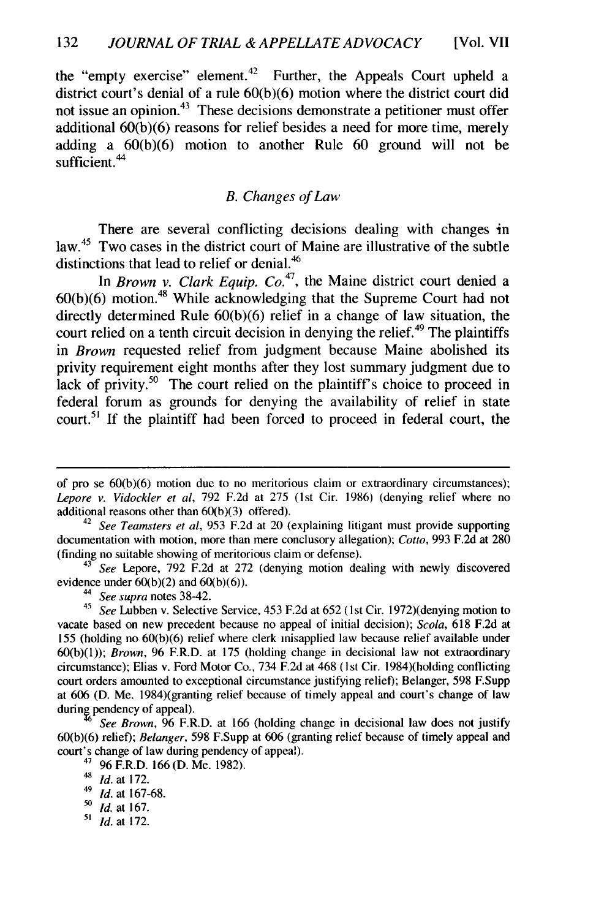the "empty exercise" element.[42] Further, the Appeals Court upheld a district court's denial of a rule 60(b)(6) motion where the district court did not issue an opinion.[43] These decisions demonstrate a petitioner must offer additional 60(b)(6) reasons for relief besides a need for more time, merely adding a 60(b)(6) motion to another Rule 60 ground will not be sufficient.[44]

### *B. Changes of Law*

There are several conflicting decisions dealing with changes in law.[45] Two cases in the district court of Maine are illustrative of the subtle distinctions that lead to relief or denial.[46]

In *Brown v. Clark Equip. Co.*[47], the Maine district court denied a 60(b)(6) motion.[48] While acknowledging that the Supreme Court had not directly determined Rule 60(b)(6) relief in a change of law situation, the court relied on a tenth circuit decision in denying the relief.[49] The plaintiffs in *Brown* requested relief from judgment because Maine abolished its privity requirement eight months after they lost summary judgment due to lack of privity.[50] The court relied on the plaintiff's choice to proceed in federal forum as grounds for denying the availability of relief in state court.[51] If the plaintiff had been forced to proceed in federal court, the

---

of pro se 60(b)(6) motion due to no meritorious claim or extraordinary circumstances); *Lepore v. Vidockler et al*, 792 F.2d at 275 (1st Cir. 1986) (denying relief where no additional reasons other than 60(b)(3) offered).

[42] *See Teamsters et al*, 953 F.2d at 20 (explaining litigant must provide supporting documentation with motion, more than mere conclusory allegation); *Cotto*, 993 F.2d at 280 (finding no suitable showing of meritorious claim or defense).

[43] *See* Lepore, 792 F.2d at 272 (denying motion dealing with newly discovered evidence under 60(b)(2) and 60(b)(6)).

[44] *See supra* notes 38-42.

[45] *See* Lubben v. Selective Service, 453 F.2d at 652 (1st Cir. 1972)(denying motion to vacate based on new precedent because no appeal of initial decision); *Scola*, 618 F.2d at 155 (holding no 60(b)(6) relief where clerk misapplied law because relief available under 60(b)(1)); *Brown*, 96 F.R.D. at 175 (holding change in decisional law not extraordinary circumstance); Elias v. Ford Motor Co., 734 F.2d at 468 (1st Cir. 1984)(holding conflicting court orders amounted to exceptional circumstance justifying relief); Belanger, 598 F.Supp at 606 (D. Me. 1984)(granting relief because of timely appeal and court's change of law during pendency of appeal).

[46] *See Brown*, 96 F.R.D. at 166 (holding change in decisional law does not justify 60(b)(6) relief); *Belanger*, 598 F.Supp at 606 (granting relief because of timely appeal and court's change of law during pendency of appeal).

[47] 96 F.R.D. 166 (D. Me. 1982).

[48] *Id.* at 172.

[49] *Id.* at 167-68.

[50] *Id.* at 167.

[51] *Id.* at 172.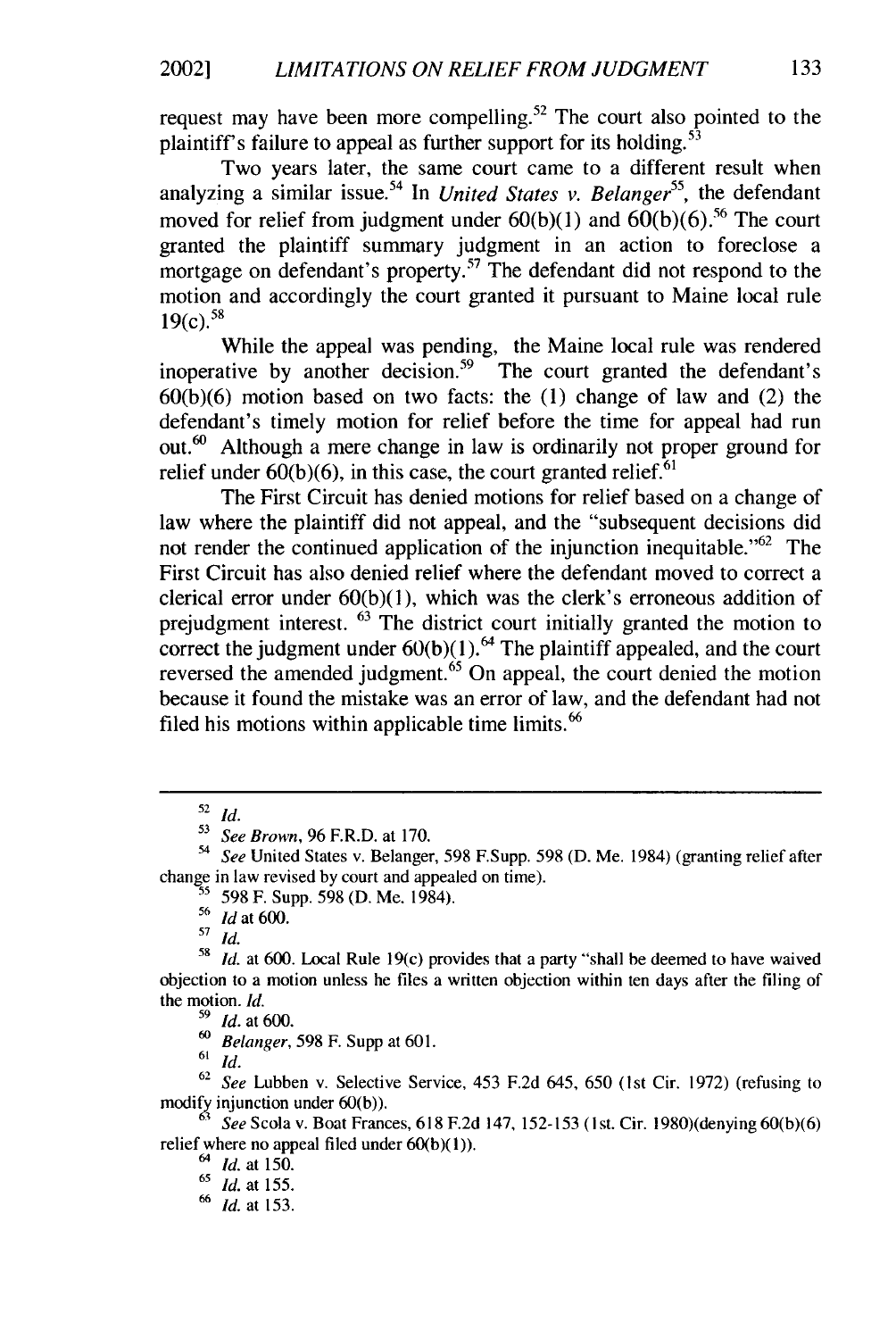request may have been more compelling.[52] The court also pointed to the plaintiff's failure to appeal as further support for its holding.[53]

Two years later, the same court came to a different result when analyzing a similar issue.[54] In *United States v. Belanger*[55], the defendant moved for relief from judgment under 60(b)(1) and 60(b)(6).[56] The court granted the plaintiff summary judgment in an action to foreclose a mortgage on defendant's property.[57] The defendant did not respond to the motion and accordingly the court granted it pursuant to Maine local rule 19(c).[58]

While the appeal was pending, the Maine local rule was rendered inoperative by another decision.[59] The court granted the defendant's 60(b)(6) motion based on two facts: the (1) change of law and (2) the defendant's timely motion for relief before the time for appeal had run out.[60] Although a mere change in law is ordinarily not proper ground for relief under 60(b)(6), in this case, the court granted relief.[61]

The First Circuit has denied motions for relief based on a change of law where the plaintiff did not appeal, and the "subsequent decisions did not render the continued application of the injunction inequitable."[62] The First Circuit has also denied relief where the defendant moved to correct a clerical error under 60(b)(1), which was the clerk's erroneous addition of prejudgment interest. [63] The district court initially granted the motion to correct the judgment under 60(b)(1).[64] The plaintiff appealed, and the court reversed the amended judgment.[65] On appeal, the court denied the motion because it found the mistake was an error of law, and the defendant had not filed his motions within applicable time limits.[66]

---

[52] *Id.*

[53] *See Brown*, 96 F.R.D. at 170.

[54] *See* United States v. Belanger, 598 F.Supp. 598 (D. Me. 1984) (granting relief after change in law revised by court and appealed on time).

[55] 598 F. Supp. 598 (D. Me. 1984).

[56] *Id* at 600.

[57] *Id.*

[58] *Id.* at 600. Local Rule 19(c) provides that a party "shall be deemed to have waived objection to a motion unless he files a written objection within ten days after the filing of the motion. *Id.*

[59] *Id.* at 600.

[60] *Belanger*, 598 F. Supp at 601.

[61] *Id.*

[62] *See* Lubben v. Selective Service, 453 F.2d 645, 650 (1st Cir. 1972) (refusing to modify injunction under 60(b)).

[63] *See* Scola v. Boat Frances, 618 F.2d 147, 152-153 (1st. Cir. 1980)(denying 60(b)(6) relief where no appeal filed under 60(b)(1)).

[64] *Id.* at 150.

[65] *Id.* at 155.

[66] *Id.* at 153.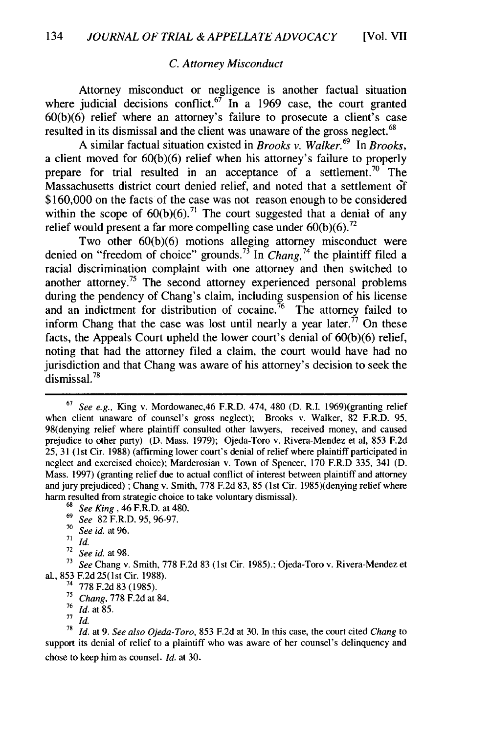### *C. Attorney Misconduct*

Attorney misconduct or negligence is another factual situation where judicial decisions conflict.[67] In a 1969 case, the court granted 60(b)(6) relief where an attorney's failure to prosecute a client's case resulted in its dismissal and the client was unaware of the gross neglect.[68]

A similar factual situation existed in *Brooks v. Walker.*[69] In *Brooks*, a client moved for 60(b)(6) relief when his attorney's failure to properly prepare for trial resulted in an acceptance of a settlement.[70] The Massachusetts district court denied relief, and noted that a settlement of $160,000 on the facts of the case was not reason enough to be considered within the scope of 60(b)(6).[71] The court suggested that a denial of any relief would present a far more compelling case under 60(b)(6).[72]

Two other 60(b)(6) motions alleging attorney misconduct were denied on "freedom of choice" grounds.[73] In *Chang,*[74] the plaintiff filed a racial discrimination complaint with one attorney and then switched to another attorney.[75] The second attorney experienced personal problems during the pendency of Chang's claim, including suspension of his license and an indictment for distribution of cocaine.[76] The attorney failed to inform Chang that the case was lost until nearly a year later.[77] On these facts, the Appeals Court upheld the lower court's denial of 60(b)(6) relief, noting that had the attorney filed a claim, the court would have had no jurisdiction and that Chang was aware of his attorney's decision to seek the dismissal.[78]

---

[67] *See e.g.,* King v. Mordowanec,46 F.R.D. 474, 480 (D. R.I. 1969)(granting relief when client unaware of counsel's gross neglect); Brooks v. Walker, 82 F.R.D. 95, 98(denying relief where plaintiff consulted other lawyers, received money, and caused prejudice to other party) (D. Mass. 1979); Ojeda-Toro v. Rivera-Mendez et al, 853 F.2d 25, 31 (1st Cir. 1988) (affirming lower court's denial of relief where plaintiff participated in neglect and exercised choice); Marderosian v. Town of Spencer, 170 F.R.D 335, 341 (D. Mass. 1997) (granting relief due to actual conflict of interest between plaintiff and attorney and jury prejudiced) ; Chang v. Smith, 778 F.2d 83, 85 (1st Cir. 1985)(denying relief where harm resulted from strategic choice to take voluntary dismissal).

[68] *See King* , 46 F.R.D. at 480.

[69] *See* 82 F.R.D. 95, 96-97.

[70] *See id.* at 96.

[71] *Id.*

[72] *See id.* at 98.

[73] *See* Chang v. Smith, 778 F.2d 83 (1st Cir. 1985).; Ojeda-Toro v. Rivera-Mendez et al., 853 F.2d 25(1st Cir. 1988).

[74] 778 F.2d 83 (1985).

[75] *Chang*, 778 F.2d at 84.

[76] *Id.* at 85.

[77] *Id.*

[78] *Id.* at 9. *See also Ojeda-Toro*, 853 F.2d at 30. In this case, the court cited *Chang* to support its denial of relief to a plaintiff who was aware of her counsel's delinquency and chose to keep him as counsel. *Id.* at 30.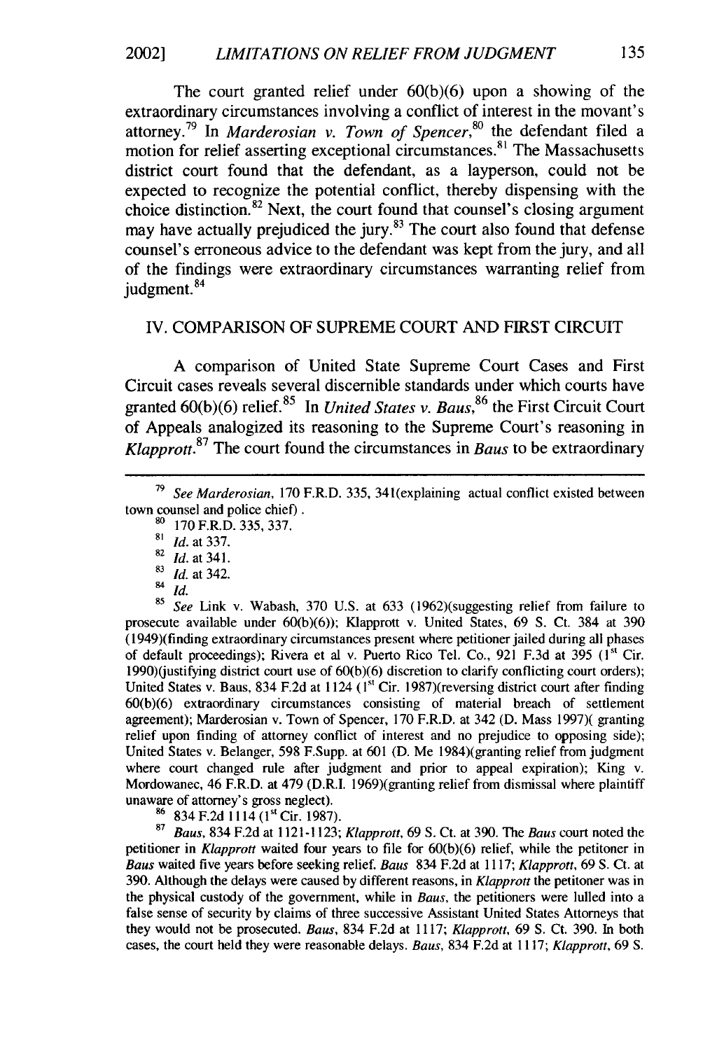The court granted relief under 60(b)(6) upon a showing of the extraordinary circumstances involving a conflict of interest in the movant's attorney.[79] In *Marderosian v. Town of Spencer*,[80] the defendant filed a motion for relief asserting exceptional circumstances.[81] The Massachusetts district court found that the defendant, as a layperson, could not be expected to recognize the potential conflict, thereby dispensing with the choice distinction.[82] Next, the court found that counsel's closing argument may have actually prejudiced the jury.[83] The court also found that defense counsel's erroneous advice to the defendant was kept from the jury, and all of the findings were extraordinary circumstances warranting relief from judgment.[84]

## IV. COMPARISON OF SUPREME COURT AND FIRST CIRCUIT

A comparison of United State Supreme Court Cases and First Circuit cases reveals several discernible standards under which courts have granted 60(b)(6) relief.[85] In *United States v. Baus*,[86] the First Circuit Court of Appeals analogized its reasoning to the Supreme Court's reasoning in *Klapprott*.[87] The court found the circumstances in *Baus* to be extraordinary

---

[79] *See Marderosian*, 170 F.R.D. 335, 341(explaining actual conflict existed between town counsel and police chief) .

[80] 170 F.R.D. 335, 337.

[81] *Id.* at 337.

[82] *Id.* at 341.

[83] *Id.* at 342.

[84] *Id.*

[85] *See* Link v. Wabash, 370 U.S. at 633 (1962)(suggesting relief from failure to prosecute available under 60(b)(6)); Klapprott v. United States, 69 S. Ct. 384 at 390 (1949)(finding extraordinary circumstances present where petitioner jailed during all phases of default proceedings); Rivera et al v. Puerto Rico Tel. Co., 921 F.3d at 395 (1st Cir. 1990)(justifying district court use of 60(b)(6) discretion to clarify conflicting court orders); United States v. Baus, 834 F.2d at 1124 (1st Cir. 1987)(reversing district court after finding 60(b)(6) extraordinary circumstances consisting of material breach of settlement agreement); Marderosian v. Town of Spencer, 170 F.R.D. at 342 (D. Mass 1997)( granting relief upon finding of attorney conflict of interest and no prejudice to opposing side); United States v. Belanger, 598 F.Supp. at 601 (D. Me 1984)(granting relief from judgment where court changed rule after judgment and prior to appeal expiration); King v. Mordowanec, 46 F.R.D. at 479 (D.R.I. 1969)(granting relief from dismissal where plaintiff unaware of attorney's gross neglect).

[86] 834 F.2d 1114 (1st Cir. 1987).

[87] *Baus*, 834 F.2d at 1121-1123; *Klapprott*, 69 S. Ct. at 390. The *Baus* court noted the petitioner in *Klapprott* waited four years to file for 60(b)(6) relief, while the petitoner in *Baus* waited five years before seeking relief. *Baus* 834 F.2d at 1117; *Klapprott*, 69 S. Ct. at 390. Although the delays were caused by different reasons, in *Klapprott* the petitoner was in the physical custody of the government, while in *Baus*, the petitioners were lulled into a false sense of security by claims of three successive Assistant United States Attorneys that they would not be prosecuted. *Baus*, 834 F.2d at 1117; *Klapprott*, 69 S. Ct. 390. In both cases, the court held they were reasonable delays. *Baus*, 834 F.2d at 1117; *Klapprott*, 69 S.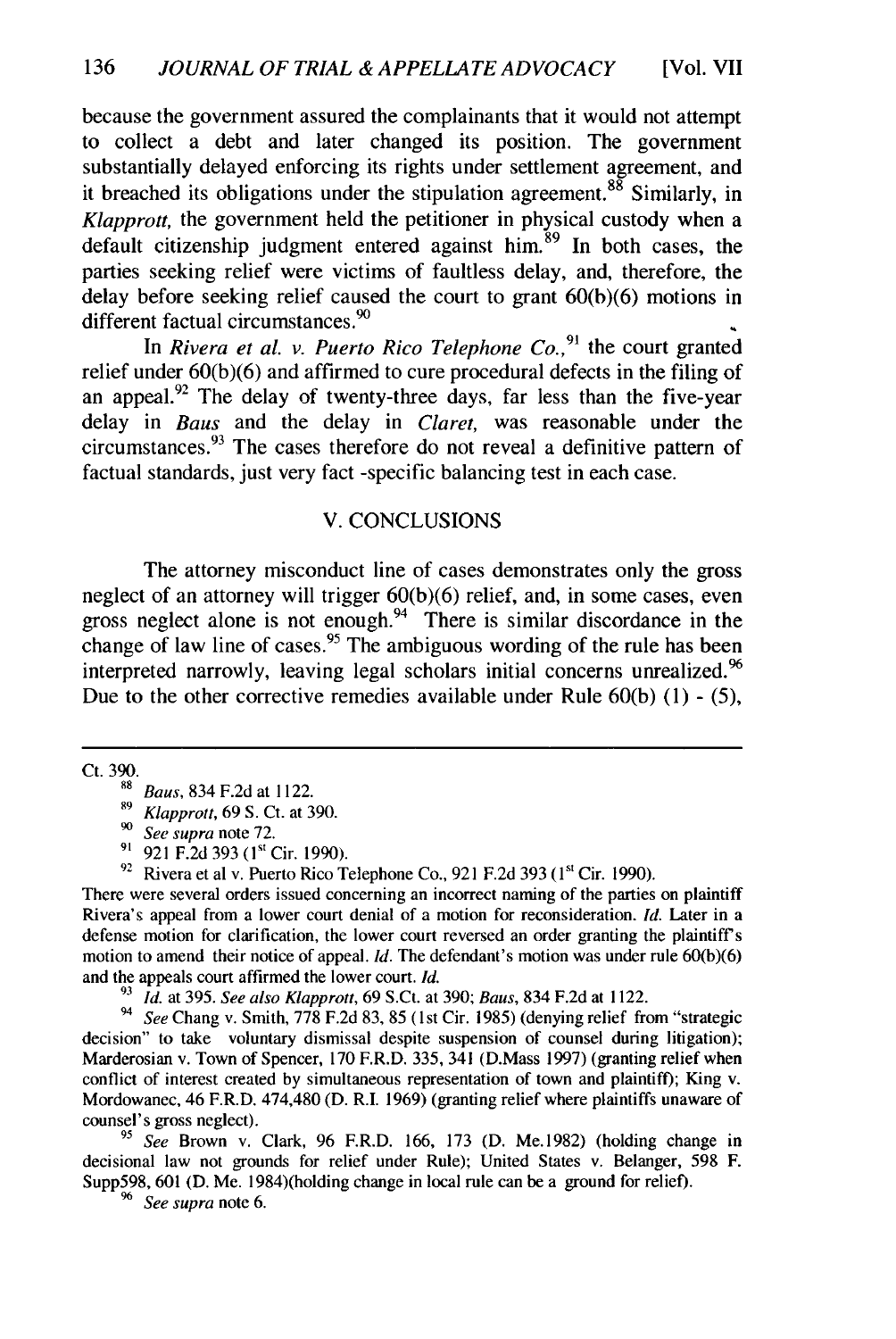because the government assured the complainants that it would not attempt to collect a debt and later changed its position. The government substantially delayed enforcing its rights under settlement agreement, and it breached its obligations under the stipulation agreement.[88] Similarly, in *Klapprott*, the government held the petitioner in physical custody when a default citizenship judgment entered against him.[89] In both cases, the parties seeking relief were victims of faultless delay, and, therefore, the delay before seeking relief caused the court to grant 60(b)(6) motions in different factual circumstances.[90]

In *Rivera et al. v. Puerto Rico Telephone Co.*,[91] the court granted relief under 60(b)(6) and affirmed to cure procedural defects in the filing of an appeal.[92] The delay of twenty-three days, far less than the five-year delay in *Baus* and the delay in *Claret*, was reasonable under the circumstances.[93] The cases therefore do not reveal a definitive pattern of factual standards, just very fact -specific balancing test in each case.

## V. CONCLUSIONS

The attorney misconduct line of cases demonstrates only the gross neglect of an attorney will trigger 60(b)(6) relief, and, in some cases, even gross neglect alone is not enough.[94] There is similar discordance in the change of law line of cases.[95] The ambiguous wording of the rule has been interpreted narrowly, leaving legal scholars initial concerns unrealized.[96] Due to the other corrective remedies available under Rule 60(b) (1) - (5),

---

Ct. 390.

[88] *Baus*, 834 F.2d at 1122.

[89] *Klapprott*, 69 S. Ct. at 390.

[90] *See supra* note 72.

[91] 921 F.2d 393 (1st Cir. 1990).

[92] Rivera et al v. Puerto Rico Telephone Co., 921 F.2d 393 (1st Cir. 1990). There were several orders issued concerning an incorrect naming of the parties on plaintiff Rivera's appeal from a lower court denial of a motion for reconsideration. *Id.* Later in a defense motion for clarification, the lower court reversed an order granting the plaintiff's motion to amend their notice of appeal. *Id.* The defendant's motion was under rule 60(b)(6) and the appeals court affirmed the lower court. *Id.*

[93] *Id.* at 395. *See also Klapprott*, 69 S.Ct. at 390; *Baus*, 834 F.2d at 1122.

[94] *See* Chang v. Smith, 778 F.2d 83, 85 (1st Cir. 1985) (denying relief from "strategic decision" to take voluntary dismissal despite suspension of counsel during litigation); Marderosian v. Town of Spencer, 170 F.R.D. 335, 341 (D.Mass 1997) (granting relief when conflict of interest created by simultaneous representation of town and plaintiff); King v. Mordowanec, 46 F.R.D. 474,480 (D. R.I. 1969) (granting relief where plaintiffs unaware of counsel's gross neglect).

[95] *See* Brown v. Clark, 96 F.R.D. 166, 173 (D. Me.1982) (holding change in decisional law not grounds for relief under Rule); United States v. Belanger, 598 F. Supp598, 601 (D. Me. 1984)(holding change in local rule can be a ground for relief).

[96] *See supra* note 6.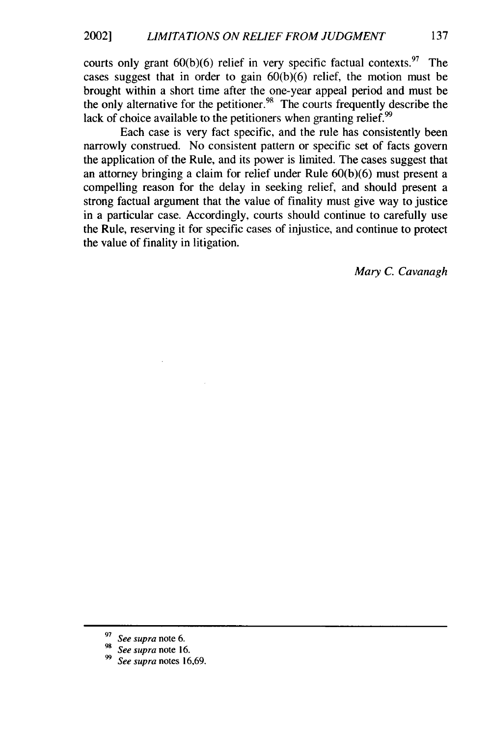courts only grant 60(b)(6) relief in very specific factual contexts.[97] The cases suggest that in order to gain 60(b)(6) relief, the motion must be brought within a short time after the one-year appeal period and must be the only alternative for the petitioner.[98] The courts frequently describe the lack of choice available to the petitioners when granting relief.[99]

Each case is very fact specific, and the rule has consistently been narrowly construed. No consistent pattern or specific set of facts govern the application of the Rule, and its power is limited. The cases suggest that an attorney bringing a claim for relief under Rule 60(b)(6) must present a compelling reason for the delay in seeking relief, and should present a strong factual argument that the value of finality must give way to justice in a particular case. Accordingly, courts should continue to carefully use the Rule, reserving it for specific cases of injustice, and continue to protect the value of finality in litigation.

*Mary C. Cavanagh*

---

[97] *See supra* note 6.

[98] *See supra* note 16.

[99] *See supra* notes 16,69.